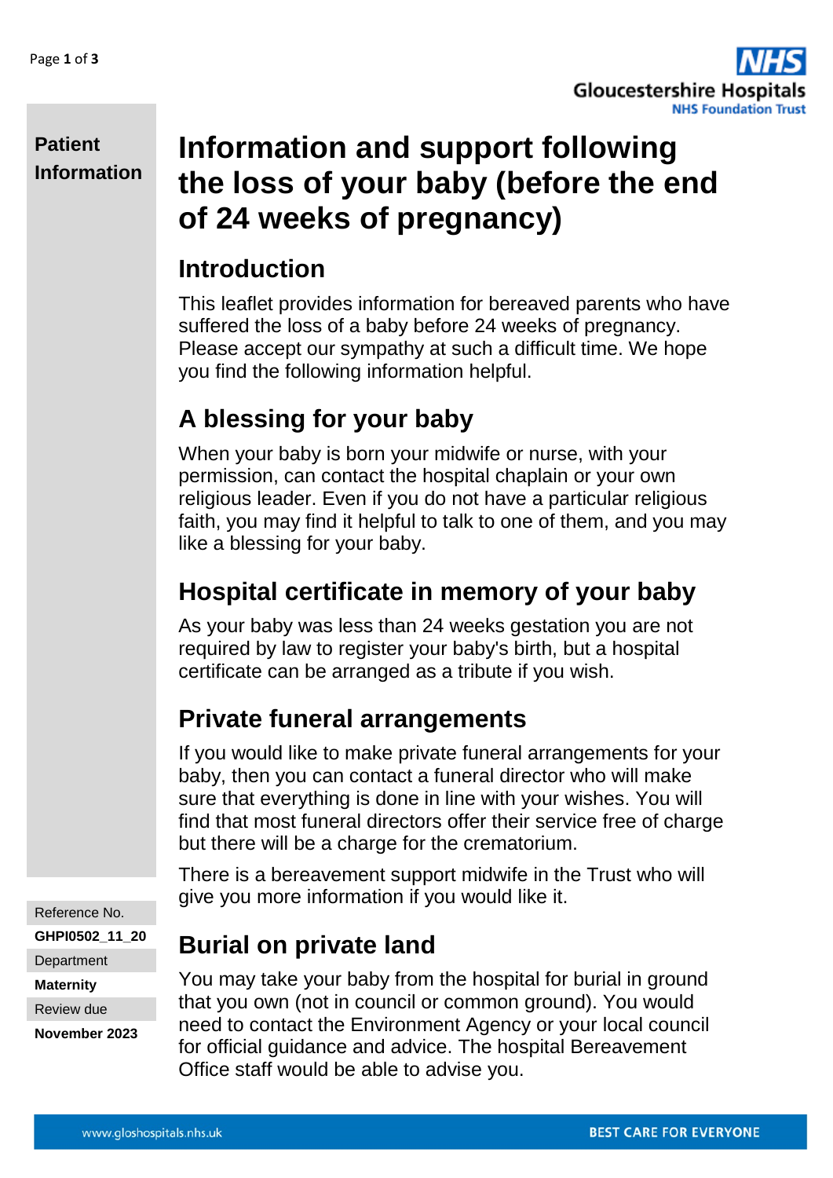**Patient Information**

# Information and support following the loss of your baby (before the end of 24 weeks of pregnancy)

## Introduction

This leaflet provides information for bereaved parents who have suffered the loss of a baby before 24 weeks of pregnancy. Please accept our sympathy at such a difficult time. We hope you find the following information helpful.

## A blessing for your baby

When your baby is born your midwife or nurse, with your permission, can contact the hospital chaplain or your own religious leader. Even if you do not have a particular religious faith, you may find it helpful to talk to one of them, and you may like a blessing for your baby.

## Hospital certificate in memory of your baby

As your baby was less than 24 weeks gestation you are not required by law to register your baby's birth, but a hospital certificate can be arranged as a tribute if you wish.

## Private funeral arrangements

If you would like to make private funeral arrangements for your baby, then you can contact a funeral director who will make sure that everything is done in line with your wishes. You will find that most funeral directors offer their service free of charge but there will be a charge for the crematorium.

There is a bereavement support midwife in the Trust who will give you more information if you would like it.

## Burial on private land

You may take your baby from the hospital for burial in ground that you own (not in council or common ground). You would need to contact the Environment Agency or your local council for official guidance and advice. The hospital Bereavement Office staff would be able to advise you.

Reference No.
**GHPI0502_11_20**
Department
**Maternity**
Review due
**November 2023**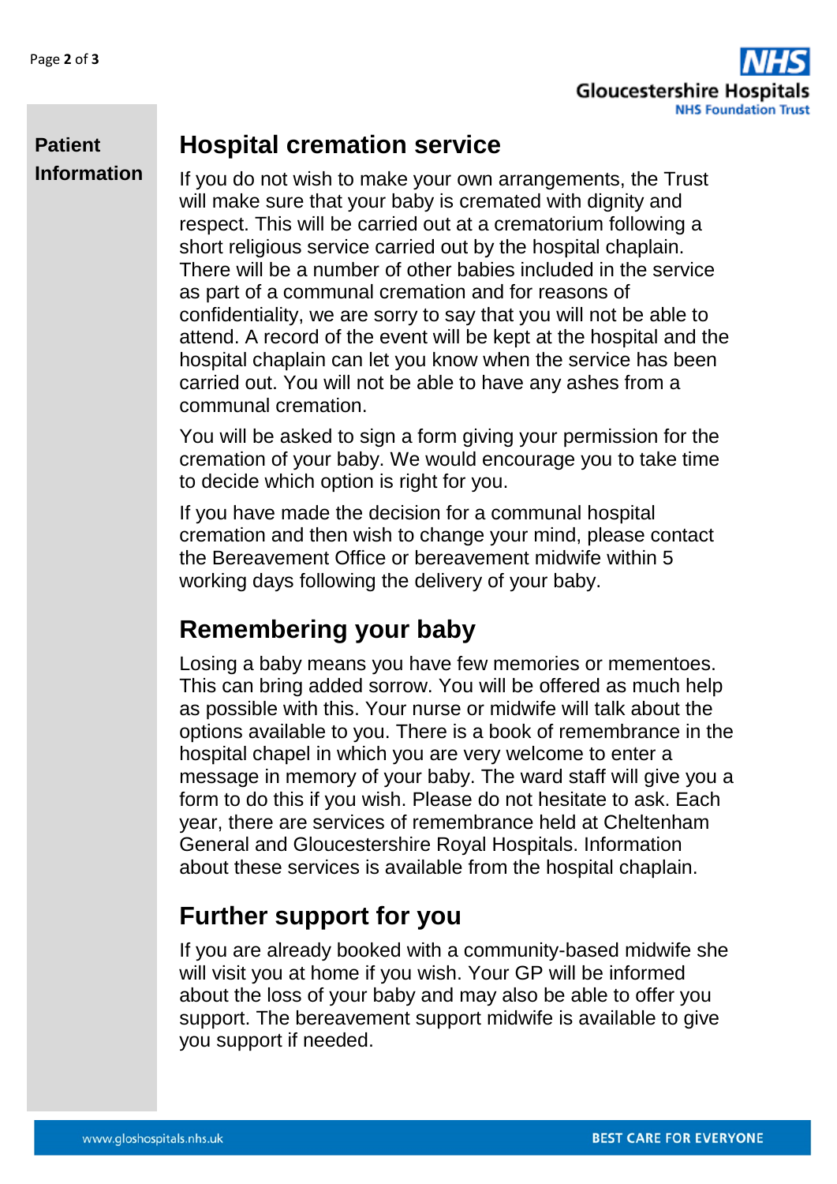## Hospital cremation service

If you do not wish to make your own arrangements, the Trust will make sure that your baby is cremated with dignity and respect. This will be carried out at a crematorium following a short religious service carried out by the hospital chaplain. There will be a number of other babies included in the service as part of a communal cremation and for reasons of confidentiality, we are sorry to say that you will not be able to attend. A record of the event will be kept at the hospital and the hospital chaplain can let you know when the service has been carried out. You will not be able to have any ashes from a communal cremation.

You will be asked to sign a form giving your permission for the cremation of your baby. We would encourage you to take time to decide which option is right for you.

If you have made the decision for a communal hospital cremation and then wish to change your mind, please contact the Bereavement Office or bereavement midwife within 5 working days following the delivery of your baby.

## Remembering your baby

Losing a baby means you have few memories or mementoes. This can bring added sorrow. You will be offered as much help as possible with this. Your nurse or midwife will talk about the options available to you. There is a book of remembrance in the hospital chapel in which you are very welcome to enter a message in memory of your baby. The ward staff will give you a form to do this if you wish. Please do not hesitate to ask. Each year, there are services of remembrance held at Cheltenham General and Gloucestershire Royal Hospitals. Information about these services is available from the hospital chaplain.

## Further support for you

If you are already booked with a community-based midwife she will visit you at home if you wish. Your GP will be informed about the loss of your baby and may also be able to offer you support. The bereavement support midwife is available to give you support if needed.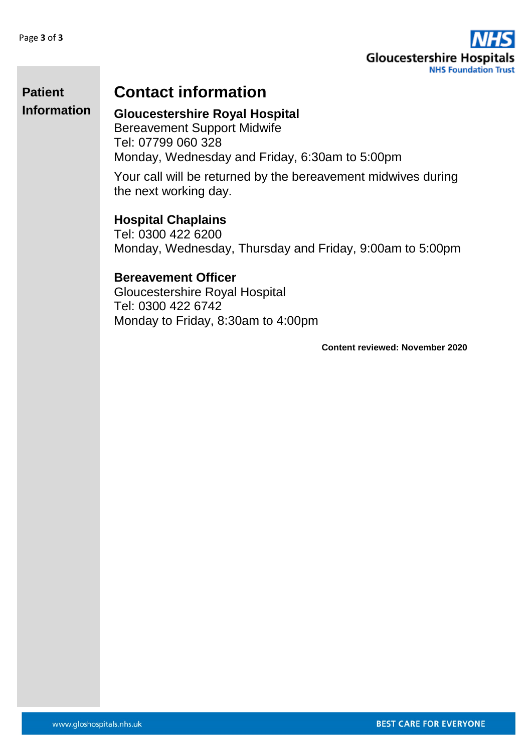## Contact information

### Gloucestershire Royal Hospital

Bereavement Support Midwife
Tel: 07799 060 328
Monday, Wednesday and Friday, 6:30am to 5:00pm

Your call will be returned by the bereavement midwives during the next working day.

### Hospital Chaplains

Tel: 0300 422 6200
Monday, Wednesday, Thursday and Friday, 9:00am to 5:00pm

### Bereavement Officer

Gloucestershire Royal Hospital
Tel: 0300 422 6742
Monday to Friday, 8:30am to 4:00pm

**Content reviewed: November 2020**